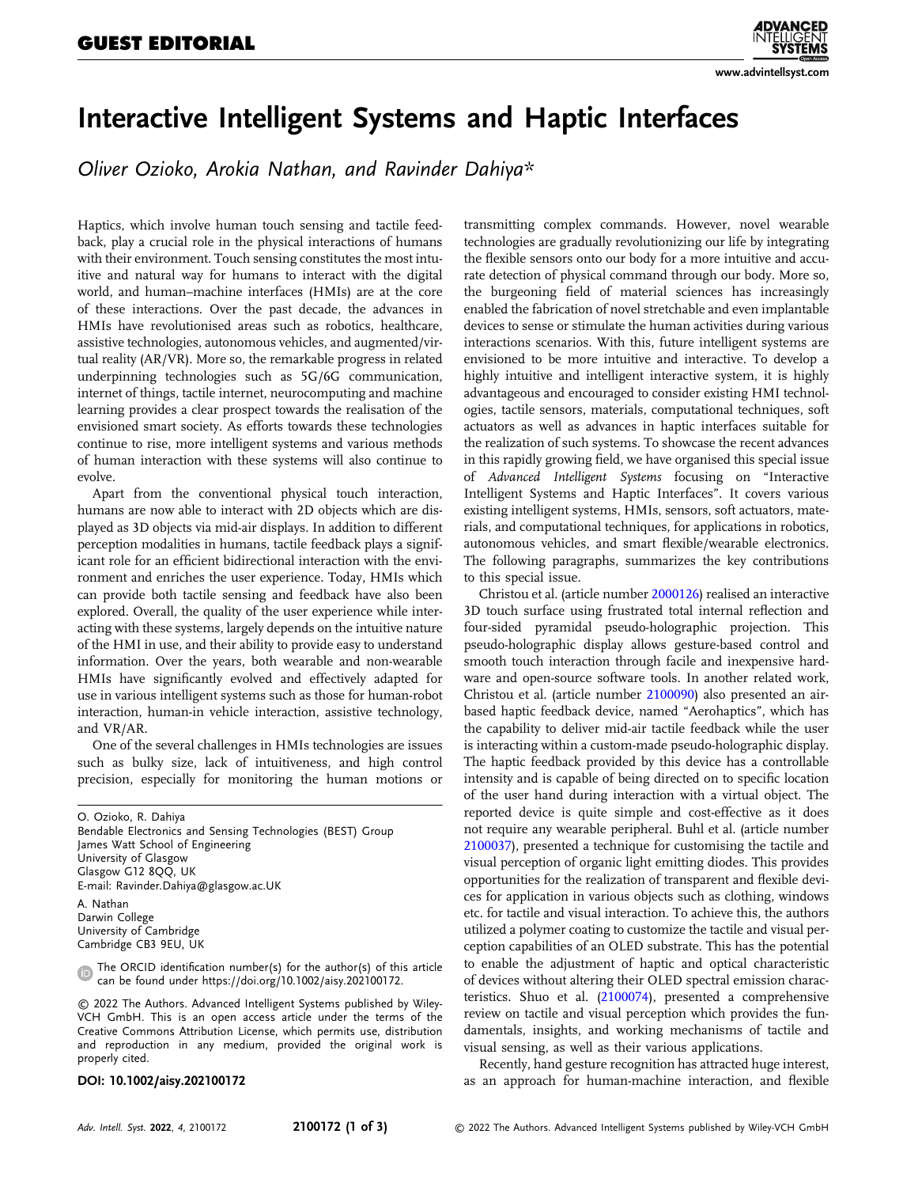GUEST EDITORIAL

# Interactive Intelligent Systems and Haptic Interfaces

*Oliver Ozioko, Arokia Nathan, and Ravinder Dahiya\**

Haptics, which involve human touch sensing and tactile feedback, play a crucial role in the physical interactions of humans with their environment. Touch sensing constitutes the most intuitive and natural way for humans to interact with the digital world, and human–machine interfaces (HMIs) are at the core of these interactions. Over the past decade, the advances in HMIs have revolutionised areas such as robotics, healthcare, assistive technologies, autonomous vehicles, and augmented/virtual reality (AR/VR). More so, the remarkable progress in related underpinning technologies such as 5G/6G communication, internet of things, tactile internet, neurocomputing and machine learning provides a clear prospect towards the realisation of the envisioned smart society. As efforts towards these technologies continue to rise, more intelligent systems and various methods of human interaction with these systems will also continue to evolve.

Apart from the conventional physical touch interaction, humans are now able to interact with 2D objects which are displayed as 3D objects via mid-air displays. In addition to different perception modalities in humans, tactile feedback plays a significant role for an efficient bidirectional interaction with the environment and enriches the user experience. Today, HMIs which can provide both tactile sensing and feedback have also been explored. Overall, the quality of the user experience while interacting with these systems, largely depends on the intuitive nature of the HMI in use, and their ability to provide easy to understand information. Over the years, both wearable and non-wearable HMIs have significantly evolved and effectively adapted for use in various intelligent systems such as those for human-robot interaction, human-in vehicle interaction, assistive technology, and VR/AR.

One of the several challenges in HMIs technologies are issues such as bulky size, lack of intuitiveness, and high control precision, especially for monitoring the human motions or transmitting complex commands. However, novel wearable technologies are gradually revolutionizing our life by integrating the flexible sensors onto our body for a more intuitive and accurate detection of physical command through our body. More so, the burgeoning field of material sciences has increasingly enabled the fabrication of novel stretchable and even implantable devices to sense or stimulate the human activities during various interactions scenarios. With this, future intelligent systems are envisioned to be more intuitive and interactive. To develop a highly intuitive and intelligent interactive system, it is highly advantageous and encouraged to consider existing HMI technologies, tactile sensors, materials, computational techniques, soft actuators as well as advances in haptic interfaces suitable for the realization of such systems. To showcase the recent advances in this rapidly growing field, we have organised this special issue of *Advanced Intelligent Systems* focusing on "Interactive Intelligent Systems and Haptic Interfaces". It covers various existing intelligent systems, HMIs, sensors, soft actuators, materials, and computational techniques, for applications in robotics, autonomous vehicles, and smart flexible/wearable electronics. The following paragraphs, summarizes the key contributions to this special issue.

Christou et al. (article number 2000126) realised an interactive 3D touch surface using frustrated total internal reflection and four-sided pyramidal pseudo-holographic projection. This pseudo-holographic display allows gesture-based control and smooth touch interaction through facile and inexpensive hardware and open-source software tools. In another related work, Christou et al. (article number 2100090) also presented an air-based haptic feedback device, named "Aerohaptics", which has the capability to deliver mid-air tactile feedback while the user is interacting within a custom-made pseudo-holographic display. The haptic feedback provided by this device has a controllable intensity and is capable of being directed on to specific location of the user hand during interaction with a virtual object. The reported device is quite simple and cost-effective as it does not require any wearable peripheral. Buhl et al. (article number 2100037), presented a technique for customising the tactile and visual perception of organic light emitting diodes. This provides opportunities for the realization of transparent and flexible devices for application in various objects such as clothing, windows etc. for tactile and visual interaction. To achieve this, the authors utilized a polymer coating to customize the tactile and visual perception capabilities of an OLED substrate. This has the potential to enable the adjustment of haptic and optical characteristic of devices without altering their OLED spectral emission characteristics. Shuo et al. (2100074), presented a comprehensive review on tactile and visual perception which provides the fundamentals, insights, and working mechanisms of tactile and visual sensing, as well as their various applications.

Recently, hand gesture recognition has attracted huge interest, as an approach for human-machine interaction, and flexible

O. Ozioko, R. Dahiya
Bendable Electronics and Sensing Technologies (BEST) Group
James Watt School of Engineering
University of Glasgow
Glasgow G12 8QQ, UK
E-mail: Ravinder.Dahiya@glasgow.ac.UK

A. Nathan
Darwin College
University of Cambridge
Cambridge CB3 9EU, UK

The ORCID identification number(s) for the author(s) of this article can be found under https://doi.org/10.1002/aisy.202100172.

© 2022 The Authors. Advanced Intelligent Systems published by Wiley-VCH GmbH. This is an open access article under the terms of the Creative Commons Attribution License, which permits use, distribution and reproduction in any medium, provided the original work is properly cited.

**DOI: 10.1002/aisy.202100172**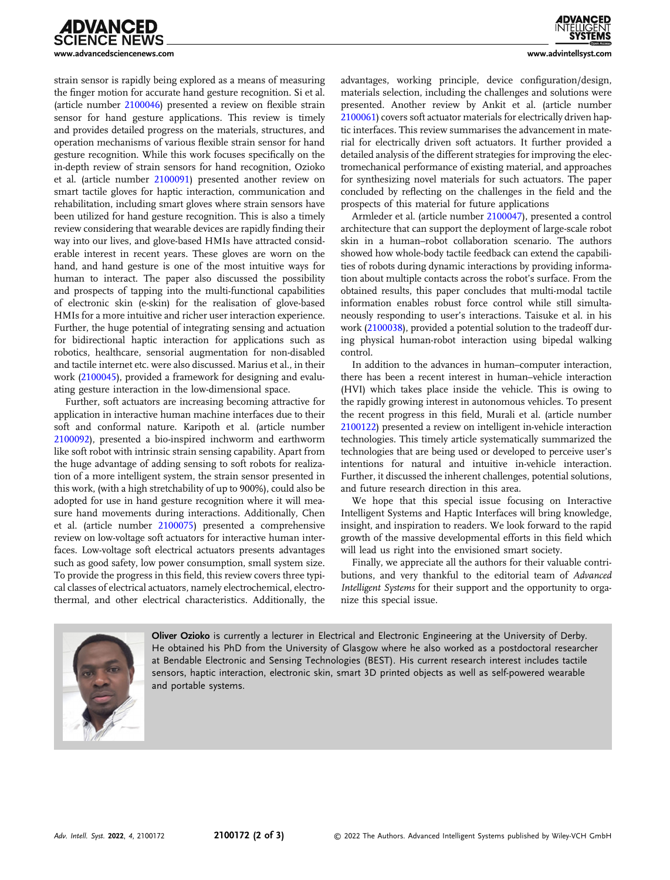strain sensor is rapidly being explored as a means of measuring the finger motion for accurate hand gesture recognition. Si et al. (article number 2100046) presented a review on flexible strain sensor for hand gesture applications. This review is timely and provides detailed progress on the materials, structures, and operation mechanisms of various flexible strain sensor for hand gesture recognition. While this work focuses specifically on the in-depth review of strain sensors for hand recognition, Ozioko et al. (article number 2100091) presented another review on smart tactile gloves for haptic interaction, communication and rehabilitation, including smart gloves where strain sensors have been utilized for hand gesture recognition. This is also a timely review considering that wearable devices are rapidly finding their way into our lives, and glove-based HMIs have attracted considerable interest in recent years. These gloves are worn on the hand, and hand gesture is one of the most intuitive ways for human to interact. The paper also discussed the possibility and prospects of tapping into the multi-functional capabilities of electronic skin (e-skin) for the realisation of glove-based HMIs for a more intuitive and richer user interaction experience. Further, the huge potential of integrating sensing and actuation for bidirectional haptic interaction for applications such as robotics, healthcare, sensorial augmentation for non-disabled and tactile internet etc. were also discussed. Marius et al., in their work (2100045), provided a framework for designing and evaluating gesture interaction in the low-dimensional space.

Further, soft actuators are increasing becoming attractive for application in interactive human machine interfaces due to their soft and conformal nature. Karipoth et al. (article number 2100092), presented a bio-inspired inchworm and earthworm like soft robot with intrinsic strain sensing capability. Apart from the huge advantage of adding sensing to soft robots for realization of a more intelligent system, the strain sensor presented in this work, (with a high stretchability of up to 900%), could also be adopted for use in hand gesture recognition where it will measure hand movements during interactions. Additionally, Chen et al. (article number 2100075) presented a comprehensive review on low-voltage soft actuators for interactive human interfaces. Low-voltage soft electrical actuators presents advantages such as good safety, low power consumption, small system size. To provide the progress in this field, this review covers three typical classes of electrical actuators, namely electrochemical, electrothermal, and other electrical characteristics. Additionally, the advantages, working principle, device configuration/design, materials selection, including the challenges and solutions were presented. Another review by Ankit et al. (article number 2100061) covers soft actuator materials for electrically driven haptic interfaces. This review summarises the advancement in material for electrically driven soft actuators. It further provided a detailed analysis of the different strategies for improving the electromechanical performance of existing material, and approaches for synthesizing novel materials for such actuators. The paper concluded by reflecting on the challenges in the field and the prospects of this material for future applications

Armleder et al. (article number 2100047), presented a control architecture that can support the deployment of large-scale robot skin in a human–robot collaboration scenario. The authors showed how whole-body tactile feedback can extend the capabilities of robots during dynamic interactions by providing information about multiple contacts across the robot's surface. From the obtained results, this paper concludes that multi-modal tactile information enables robust force control while still simultaneously responding to user's interactions. Taisuke et al. in his work (2100038), provided a potential solution to the tradeoff during physical human-robot interaction using bipedal walking control.

In addition to the advances in human–computer interaction, there has been a recent interest in human–vehicle interaction (HVI) which takes place inside the vehicle. This is owing to the rapidly growing interest in autonomous vehicles. To present the recent progress in this field, Murali et al. (article number 2100122) presented a review on intelligent in-vehicle interaction technologies. This timely article systematically summarized the technologies that are being used or developed to perceive user's intentions for natural and intuitive in-vehicle interaction. Further, it discussed the inherent challenges, potential solutions, and future research direction in this area.

We hope that this special issue focusing on Interactive Intelligent Systems and Haptic Interfaces will bring knowledge, insight, and inspiration to readers. We look forward to the rapid growth of the massive developmental efforts in this field which will lead us right into the envisioned smart society.

Finally, we appreciate all the authors for their valuable contributions, and very thankful to the editorial team of *Advanced Intelligent Systems* for their support and the opportunity to organize this special issue.

**Oliver Ozioko** is currently a lecturer in Electrical and Electronic Engineering at the University of Derby. He obtained his PhD from the University of Glasgow where he also worked as a postdoctoral researcher at Bendable Electronic and Sensing Technologies (BEST). His current research interest includes tactile sensors, haptic interaction, electronic skin, smart 3D printed objects as well as self-powered wearable and portable systems.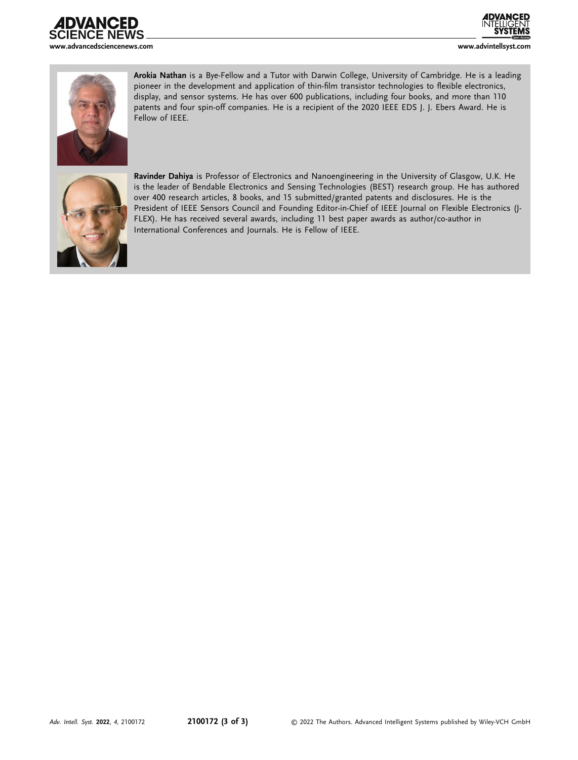**Arokia Nathan** is a Bye-Fellow and a Tutor with Darwin College, University of Cambridge. He is a leading pioneer in the development and application of thin-film transistor technologies to flexible electronics, display, and sensor systems. He has over 600 publications, including four books, and more than 110 patents and four spin-off companies. He is a recipient of the 2020 IEEE EDS J. J. Ebers Award. He is Fellow of IEEE.

**Ravinder Dahiya** is Professor of Electronics and Nanoengineering in the University of Glasgow, U.K. He is the leader of Bendable Electronics and Sensing Technologies (BEST) research group. He has authored over 400 research articles, 8 books, and 15 submitted/granted patents and disclosures. He is the President of IEEE Sensors Council and Founding Editor-in-Chief of IEEE Journal on Flexible Electronics (J-FLEX). He has received several awards, including 11 best paper awards as author/co-author in International Conferences and Journals. He is Fellow of IEEE.